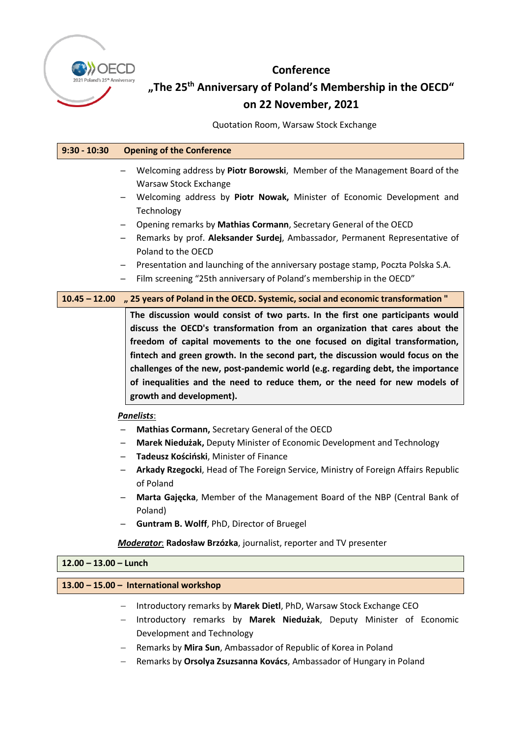# Conference

## „The 25th Anniversary of Poland's Membership in the OECD"

## on 22 November, 2021

Quotation Room, Warsaw Stock Exchange

**9:30 - 10:30 Opening of the Conference**

- Welcoming address by **Piotr Borowski**, Member of the Management Board of the Warsaw Stock Exchange
- Welcoming address by **Piotr Nowak,** Minister of Economic Development and Technology
- Opening remarks by **Mathias Cormann**, Secretary General of the OECD
- Remarks by prof. **Aleksander Surdej**, Ambassador, Permanent Representative of Poland to the OECD
- Presentation and launching of the anniversary postage stamp, Poczta Polska S.A.
- Film screening "25th anniversary of Poland's membership in the OECD"

**10.45 – 12.00 „ 25 years of Poland in the OECD. Systemic, social and economic transformation "**

**The discussion would consist of two parts. In the first one participants would discuss the OECD's transformation from an organization that cares about the freedom of capital movements to the one focused on digital transformation, fintech and green growth. In the second part, the discussion would focus on the challenges of the new, post-pandemic world (e.g. regarding debt, the importance of inequalities and the need to reduce them, or the need for new models of growth and development).**

***Panelists***:

- **Mathias Cormann,** Secretary General of the OECD
- **Marek Niedużak,** Deputy Minister of Economic Development and Technology
- **Tadeusz Kościński**, Minister of Finance
- **Arkady Rzegocki**, Head of The Foreign Service, Ministry of Foreign Affairs Republic of Poland
- **Marta Gajęcka**, Member of the Management Board of the NBP (Central Bank of Poland)
- **Guntram B. Wolff**, PhD, Director of Bruegel

***Moderator***: **Radosław Brzózka**, journalist, reporter and TV presenter

**12.00 – 13.00 – Lunch**

**13.00 – 15.00 – International workshop**

- Introductory remarks by **Marek Dietl**, PhD, Warsaw Stock Exchange CEO
- Introductory remarks by **Marek Niedużak**, Deputy Minister of Economic Development and Technology
- Remarks by **Mira Sun**, Ambassador of Republic of Korea in Poland
- Remarks by **Orsolya Zsuzsanna Kovács**, Ambassador of Hungary in Poland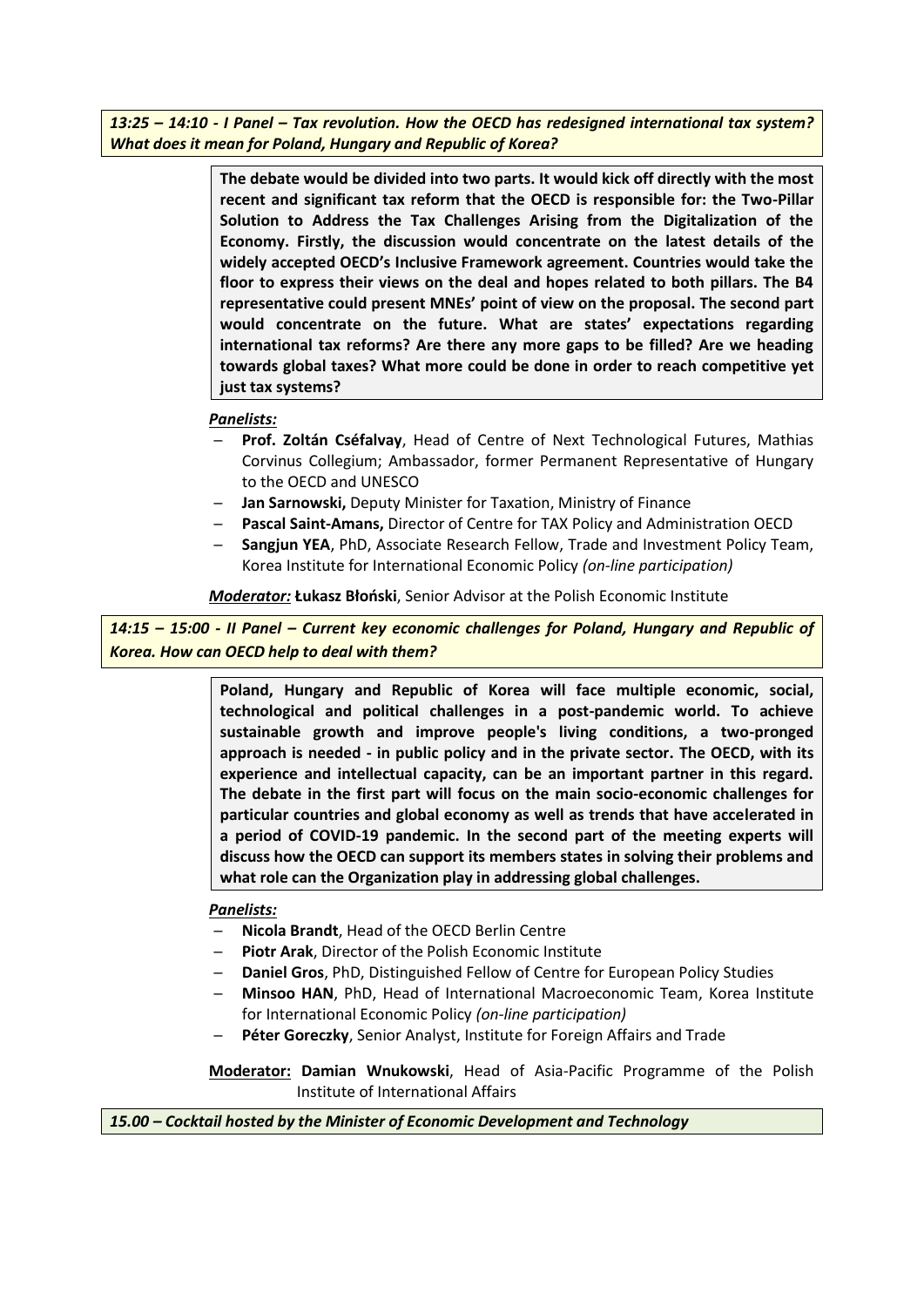***13:25 – 14:10 - I Panel – Tax revolution. How the OECD has redesigned international tax system? What does it mean for Poland, Hungary and Republic of Korea?***

**The debate would be divided into two parts. It would kick off directly with the most recent and significant tax reform that the OECD is responsible for: the Two-Pillar Solution to Address the Tax Challenges Arising from the Digitalization of the Economy. Firstly, the discussion would concentrate on the latest details of the widely accepted OECD's Inclusive Framework agreement. Countries would take the floor to express their views on the deal and hopes related to both pillars. The B4 representative could present MNEs' point of view on the proposal. The second part would concentrate on the future. What are states' expectations regarding international tax reforms? Are there any more gaps to be filled? Are we heading towards global taxes? What more could be done in order to reach competitive yet just tax systems?**

***Panelists:***

- **Prof. Zoltán Cséfalvay**, Head of Centre of Next Technological Futures, Mathias Corvinus Collegium; Ambassador, former Permanent Representative of Hungary to the OECD and UNESCO
- **Jan Sarnowski,** Deputy Minister for Taxation, Ministry of Finance
- **Pascal Saint-Amans,** Director of Centre for TAX Policy and Administration OECD
- **Sangjun YEA**, PhD, Associate Research Fellow, Trade and Investment Policy Team, Korea Institute for International Economic Policy *(on-line participation)*

***Moderator:*** **Łukasz Błoński**, Senior Advisor at the Polish Economic Institute

***14:15 – 15:00 - II Panel – Current key economic challenges for Poland, Hungary and Republic of Korea. How can OECD help to deal with them?***

**Poland, Hungary and Republic of Korea will face multiple economic, social, technological and political challenges in a post-pandemic world. To achieve sustainable growth and improve people's living conditions, a two-pronged approach is needed - in public policy and in the private sector. The OECD, with its experience and intellectual capacity, can be an important partner in this regard. The debate in the first part will focus on the main socio-economic challenges for particular countries and global economy as well as trends that have accelerated in a period of COVID-19 pandemic. In the second part of the meeting experts will discuss how the OECD can support its members states in solving their problems and what role can the Organization play in addressing global challenges.**

***Panelists:***

- **Nicola Brandt**, Head of the OECD Berlin Centre
- **Piotr Arak**, Director of the Polish Economic Institute
- **Daniel Gros**, PhD, Distinguished Fellow of Centre for European Policy Studies
- **Minsoo HAN**, PhD, Head of International Macroeconomic Team, Korea Institute for International Economic Policy *(on-line participation)*
- **Péter Goreczky**, Senior Analyst, Institute for Foreign Affairs and Trade

**Moderator:** **Damian Wnukowski**, Head of Asia-Pacific Programme of the Polish Institute of International Affairs

***15.00 – Cocktail hosted by the Minister of Economic Development and Technology***